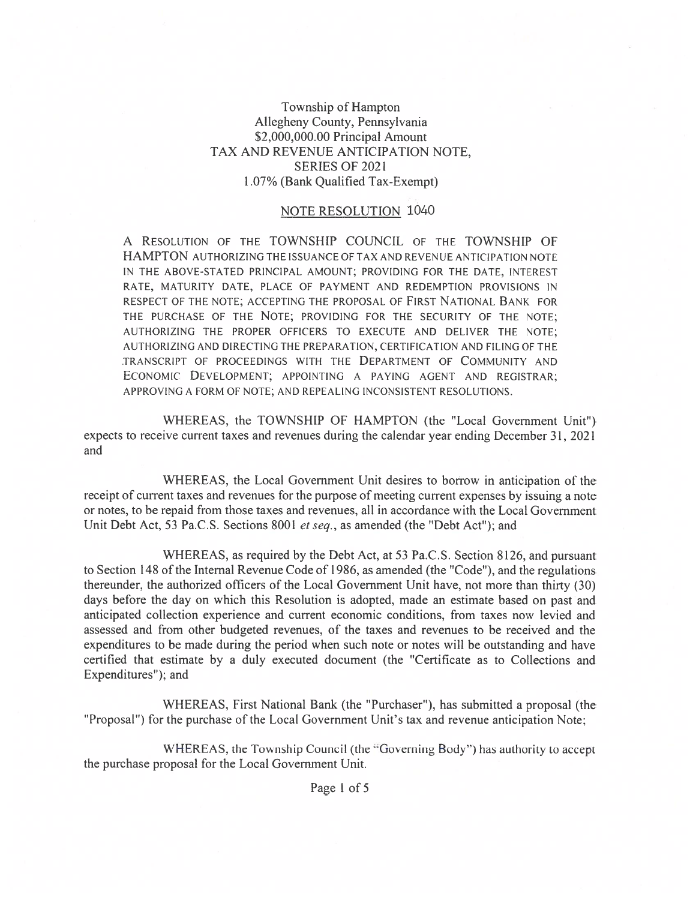# Township of Hampton
## Allegheny County, Pennsylvania
## $2,000,000.00 Principal Amount
## TAX AND REVENUE ANTICIPATION NOTE, SERIES OF 2021
## 1.07% (Bank Qualified Tax-Exempt)

### NOTE RESOLUTION 1040

A RESOLUTION OF THE TOWNSHIP COUNCIL OF THE TOWNSHIP OF HAMPTON AUTHORIZING THE ISSUANCE OF TAX AND REVENUE ANTICIPATION NOTE IN THE ABOVE-STATED PRINCIPAL AMOUNT; PROVIDING FOR THE DATE, INTEREST RATE, MATURITY DATE, PLACE OF PAYMENT AND REDEMPTION PROVISIONS IN RESPECT OF THE NOTE; ACCEPTING THE PROPOSAL OF FIRST NATIONAL BANK FOR THE PURCHASE OF THE NOTE; PROVIDING FOR THE SECURITY OF THE NOTE; AUTHORIZING THE PROPER OFFICERS TO EXECUTE AND DELIVER THE NOTE; AUTHORIZING AND DIRECTING THE PREPARATION, CERTIFICATION AND FILING OF THE TRANSCRIPT OF PROCEEDINGS WITH THE DEPARTMENT OF COMMUNITY AND ECONOMIC DEVELOPMENT; APPOINTING A PAYING AGENT AND REGISTRAR; APPROVING A FORM OF NOTE; AND REPEALING INCONSISTENT RESOLUTIONS.

WHEREAS, the TOWNSHIP OF HAMPTON (the "Local Government Unit") expects to receive current taxes and revenues during the calendar year ending December 31, 2021 and

WHEREAS, the Local Government Unit desires to borrow in anticipation of the receipt of current taxes and revenues for the purpose of meeting current expenses by issuing a note or notes, to be repaid from those taxes and revenues, all in accordance with the Local Government Unit Debt Act, 53 Pa.C.S. Sections 8001 *et seq.*, as amended (the "Debt Act"); and

WHEREAS, as required by the Debt Act, at 53 Pa.C.S. Section 8126, and pursuant to Section 148 of the Internal Revenue Code of 1986, as amended (the "Code"), and the regulations thereunder, the authorized officers of the Local Government Unit have, not more than thirty (30) days before the day on which this Resolution is adopted, made an estimate based on past and anticipated collection experience and current economic conditions, from taxes now levied and assessed and from other budgeted revenues, of the taxes and revenues to be received and the expenditures to be made during the period when such note or notes will be outstanding and have certified that estimate by a duly executed document (the "Certificate as to Collections and Expenditures"); and

WHEREAS, First National Bank (the "Purchaser"), has submitted a proposal (the "Proposal") for the purchase of the Local Government Unit's tax and revenue anticipation Note;

WHEREAS, the Township Council (the "Governing Body") has authority to accept the purchase proposal for the Local Government Unit.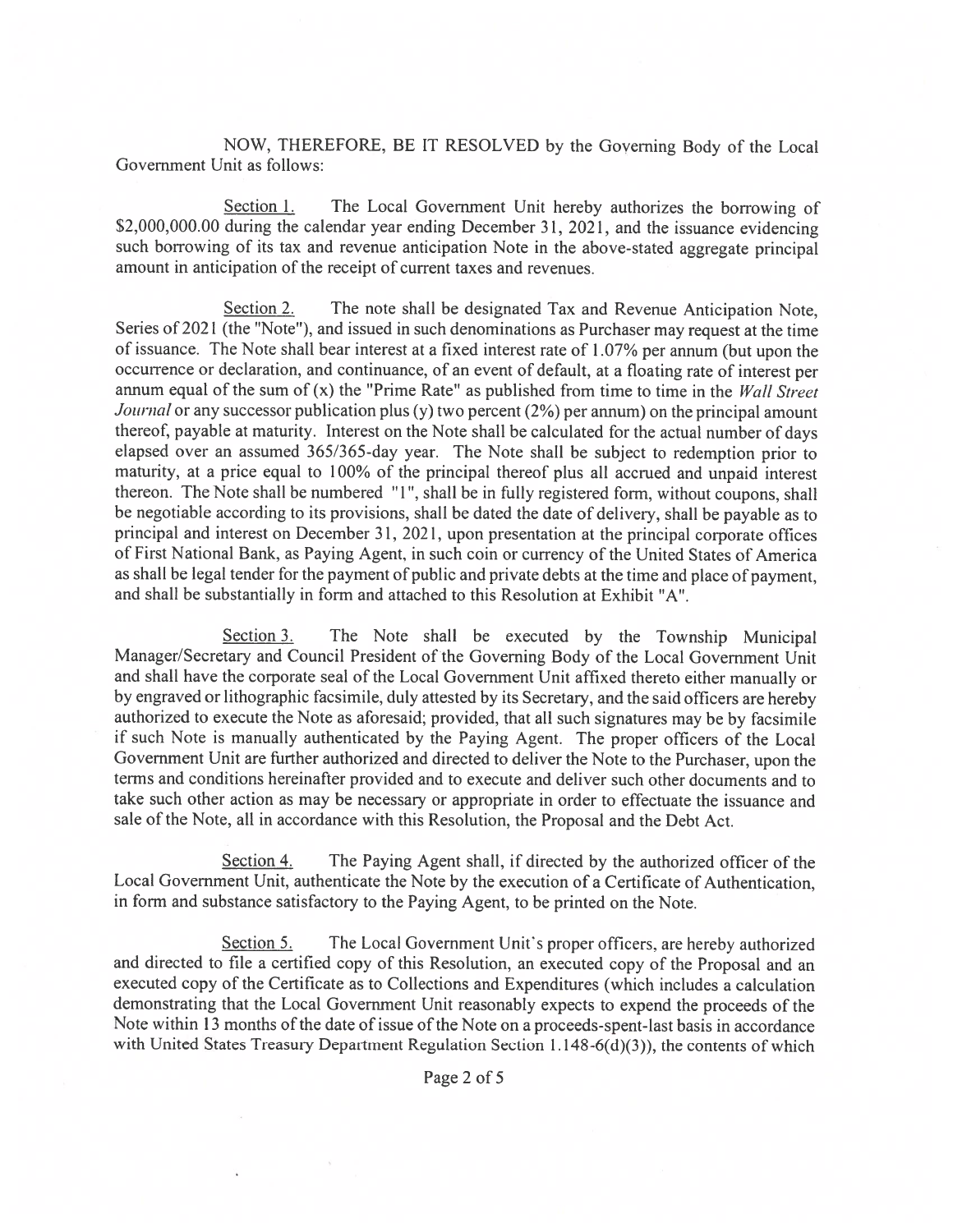NOW, THEREFORE, BE IT RESOLVED by the Governing Body of the Local Government Unit as follows:

Section 1. The Local Government Unit hereby authorizes the borrowing of \$2,000,000.00 during the calendar year ending December 31, 2021, and the issuance evidencing such borrowing of its tax and revenue anticipation Note in the above-stated aggregate principal amount in anticipation of the receipt of current taxes and revenues.

Section 2. The note shall be designated Tax and Revenue Anticipation Note, Series of 2021 (the "Note"), and issued in such denominations as Purchaser may request at the time of issuance. The Note shall bear interest at a fixed interest rate of 1.07% per annum (but upon the occurrence or declaration, and continuance, of an event of default, at a floating rate of interest per annum equal of the sum of (x) the "Prime Rate" as published from time to time in the *Wall Street Journal* or any successor publication plus (y) two percent (2%) per annum) on the principal amount thereof, payable at maturity. Interest on the Note shall be calculated for the actual number of days elapsed over an assumed 365/365-day year. The Note shall be subject to redemption prior to maturity, at a price equal to 100% of the principal thereof plus all accrued and unpaid interest thereon. The Note shall be numbered "1", shall be in fully registered form, without coupons, shall be negotiable according to its provisions, shall be dated the date of delivery, shall be payable as to principal and interest on December 31, 2021, upon presentation at the principal corporate offices of First National Bank, as Paying Agent, in such coin or currency of the United States of America as shall be legal tender for the payment of public and private debts at the time and place of payment, and shall be substantially in form and attached to this Resolution at Exhibit "A".

Section 3. The Note shall be executed by the Township Municipal Manager/Secretary and Council President of the Governing Body of the Local Government Unit and shall have the corporate seal of the Local Government Unit affixed thereto either manually or by engraved or lithographic facsimile, duly attested by its Secretary, and the said officers are hereby authorized to execute the Note as aforesaid; provided, that all such signatures may be by facsimile if such Note is manually authenticated by the Paying Agent. The proper officers of the Local Government Unit are further authorized and directed to deliver the Note to the Purchaser, upon the terms and conditions hereinafter provided and to execute and deliver such other documents and to take such other action as may be necessary or appropriate in order to effectuate the issuance and sale of the Note, all in accordance with this Resolution, the Proposal and the Debt Act.

Section 4. The Paying Agent shall, if directed by the authorized officer of the Local Government Unit, authenticate the Note by the execution of a Certificate of Authentication, in form and substance satisfactory to the Paying Agent, to be printed on the Note.

Section 5. The Local Government Unit's proper officers, are hereby authorized and directed to file a certified copy of this Resolution, an executed copy of the Proposal and an executed copy of the Certificate as to Collections and Expenditures (which includes a calculation demonstrating that the Local Government Unit reasonably expects to expend the proceeds of the Note within 13 months of the date of issue of the Note on a proceeds-spent-last basis in accordance with United States Treasury Department Regulation Section 1.148-6(d)(3)), the contents of which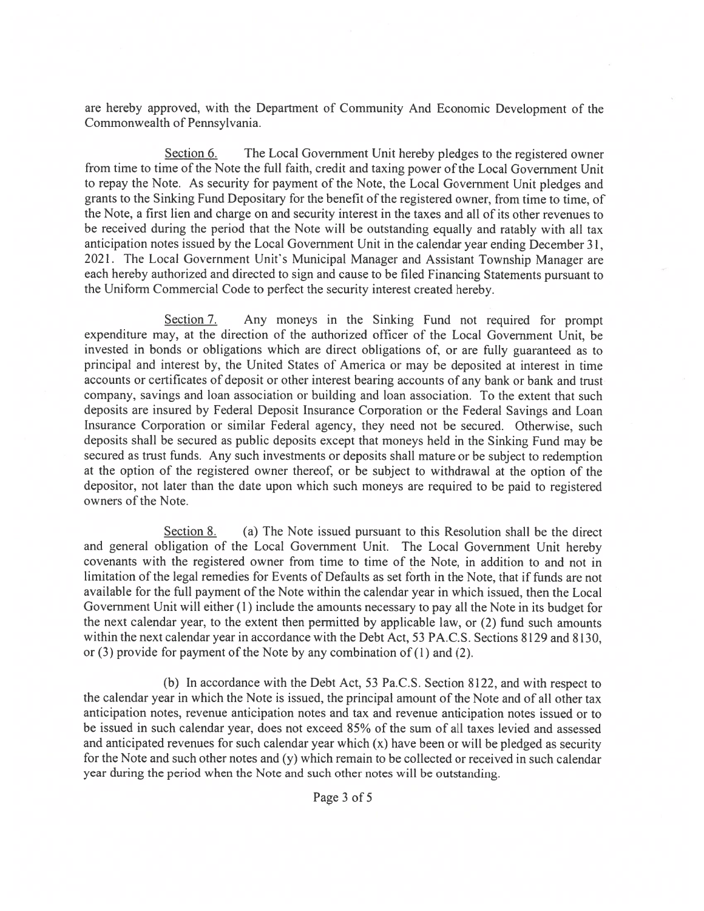are hereby approved, with the Department of Community And Economic Development of the Commonwealth of Pennsylvania.

Section 6. The Local Government Unit hereby pledges to the registered owner from time to time of the Note the full faith, credit and taxing power of the Local Government Unit to repay the Note. As security for payment of the Note, the Local Government Unit pledges and grants to the Sinking Fund Depositary for the benefit of the registered owner, from time to time, of the Note, a first lien and charge on and security interest in the taxes and all of its other revenues to be received during the period that the Note will be outstanding equally and ratably with all tax anticipation notes issued by the Local Government Unit in the calendar year ending December 31, 2021. The Local Government Unit's Municipal Manager and Assistant Township Manager are each hereby authorized and directed to sign and cause to be filed Financing Statements pursuant to the Uniform Commercial Code to perfect the security interest created hereby.

Section 7. Any moneys in the Sinking Fund not required for prompt expenditure may, at the direction of the authorized officer of the Local Government Unit, be invested in bonds or obligations which are direct obligations of, or are fully guaranteed as to principal and interest by, the United States of America or may be deposited at interest in time accounts or certificates of deposit or other interest bearing accounts of any bank or bank and trust company, savings and loan association or building and loan association. To the extent that such deposits are insured by Federal Deposit Insurance Corporation or the Federal Savings and Loan Insurance Corporation or similar Federal agency, they need not be secured. Otherwise, such deposits shall be secured as public deposits except that moneys held in the Sinking Fund may be secured as trust funds. Any such investments or deposits shall mature or be subject to redemption at the option of the registered owner thereof, or be subject to withdrawal at the option of the depositor, not later than the date upon which such moneys are required to be paid to registered owners of the Note.

Section 8. (a) The Note issued pursuant to this Resolution shall be the direct and general obligation of the Local Government Unit. The Local Government Unit hereby covenants with the registered owner from time to time of the Note, in addition to and not in limitation of the legal remedies for Events of Defaults as set forth in the Note, that if funds are not available for the full payment of the Note within the calendar year in which issued, then the Local Government Unit will either (1) include the amounts necessary to pay all the Note in its budget for the next calendar year, to the extent then permitted by applicable law, or (2) fund such amounts within the next calendar year in accordance with the Debt Act, 53 PA.C.S. Sections 8129 and 8130, or (3) provide for payment of the Note by any combination of (1) and (2).

(b) In accordance with the Debt Act, 53 Pa.C.S. Section 8122, and with respect to the calendar year in which the Note is issued, the principal amount of the Note and of all other tax anticipation notes, revenue anticipation notes and tax and revenue anticipation notes issued or to be issued in such calendar year, does not exceed 85% of the sum of all taxes levied and assessed and anticipated revenues for such calendar year which (x) have been or will be pledged as security for the Note and such other notes and (y) which remain to be collected or received in such calendar year during the period when the Note and such other notes will be outstanding.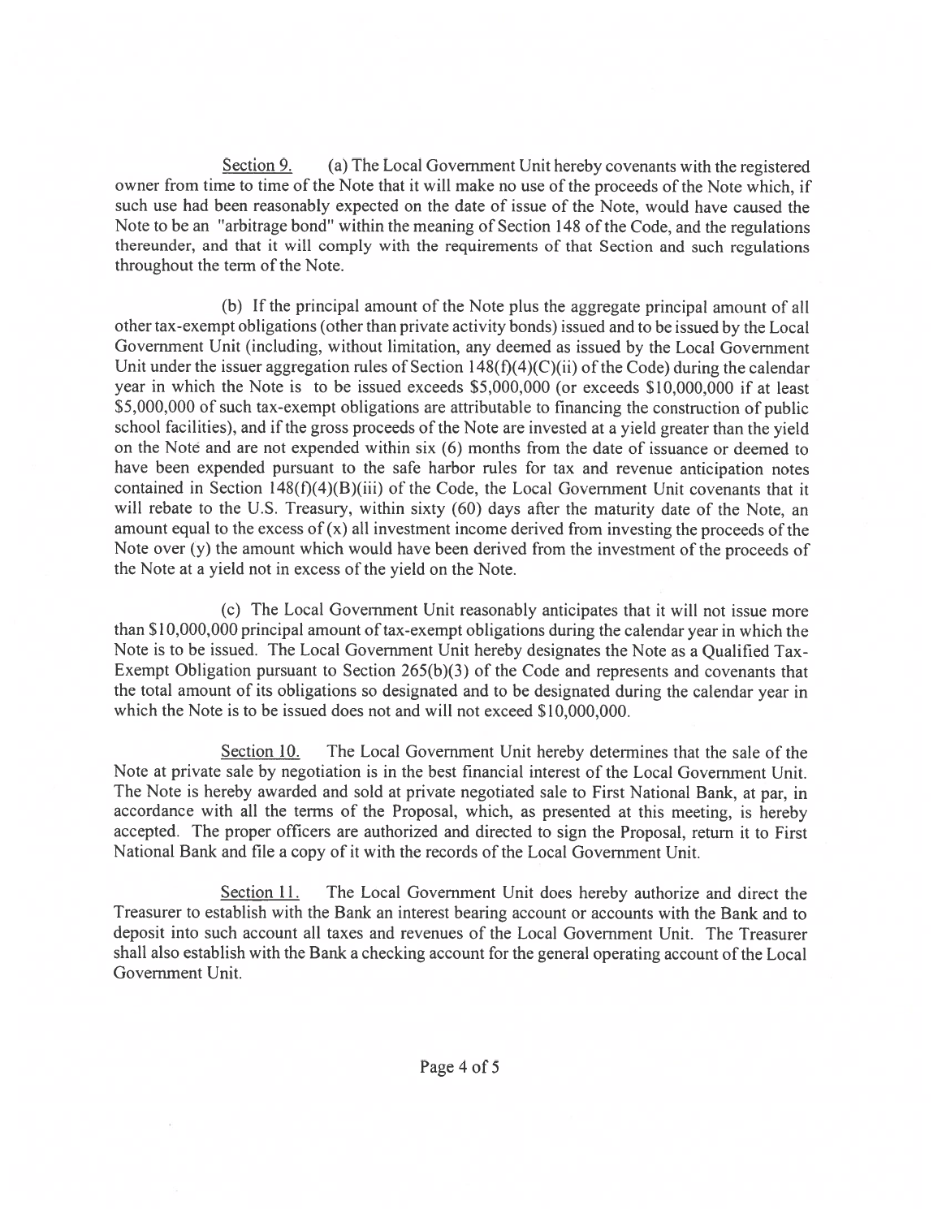Section 9. (a) The Local Government Unit hereby covenants with the registered owner from time to time of the Note that it will make no use of the proceeds of the Note which, if such use had been reasonably expected on the date of issue of the Note, would have caused the Note to be an "arbitrage bond" within the meaning of Section 148 of the Code, and the regulations thereunder, and that it will comply with the requirements of that Section and such regulations throughout the term of the Note.

(b) If the principal amount of the Note plus the aggregate principal amount of all other tax-exempt obligations (other than private activity bonds) issued and to be issued by the Local Government Unit (including, without limitation, any deemed as issued by the Local Government Unit under the issuer aggregation rules of Section 148(f)(4)(C)(ii) of the Code) during the calendar year in which the Note is to be issued exceeds $5,000,000 (or exceeds $10,000,000 if at least $5,000,000 of such tax-exempt obligations are attributable to financing the construction of public school facilities), and if the gross proceeds of the Note are invested at a yield greater than the yield on the Note and are not expended within six (6) months from the date of issuance or deemed to have been expended pursuant to the safe harbor rules for tax and revenue anticipation notes contained in Section 148(f)(4)(B)(iii) of the Code, the Local Government Unit covenants that it will rebate to the U.S. Treasury, within sixty (60) days after the maturity date of the Note, an amount equal to the excess of (x) all investment income derived from investing the proceeds of the Note over (y) the amount which would have been derived from the investment of the proceeds of the Note at a yield not in excess of the yield on the Note.

(c) The Local Government Unit reasonably anticipates that it will not issue more than $10,000,000 principal amount of tax-exempt obligations during the calendar year in which the Note is to be issued. The Local Government Unit hereby designates the Note as a Qualified Tax-Exempt Obligation pursuant to Section 265(b)(3) of the Code and represents and covenants that the total amount of its obligations so designated and to be designated during the calendar year in which the Note is to be issued does not and will not exceed $10,000,000.

Section 10. The Local Government Unit hereby determines that the sale of the Note at private sale by negotiation is in the best financial interest of the Local Government Unit. The Note is hereby awarded and sold at private negotiated sale to First National Bank, at par, in accordance with all the terms of the Proposal, which, as presented at this meeting, is hereby accepted. The proper officers are authorized and directed to sign the Proposal, return it to First National Bank and file a copy of it with the records of the Local Government Unit.

Section 11. The Local Government Unit does hereby authorize and direct the Treasurer to establish with the Bank an interest bearing account or accounts with the Bank and to deposit into such account all taxes and revenues of the Local Government Unit. The Treasurer shall also establish with the Bank a checking account for the general operating account of the Local Government Unit.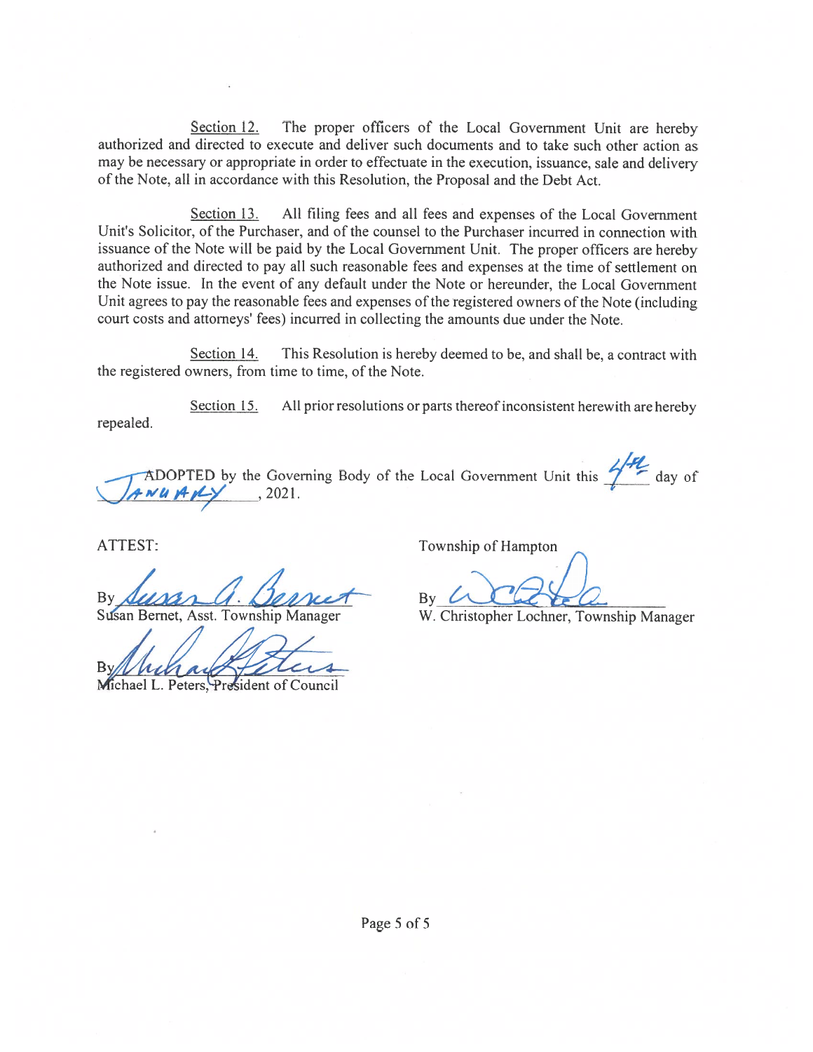Section 12. The proper officers of the Local Government Unit are hereby authorized and directed to execute and deliver such documents and to take such other action as may be necessary or appropriate in order to effectuate in the execution, issuance, sale and delivery of the Note, all in accordance with this Resolution, the Proposal and the Debt Act.

Section 13. All filing fees and all fees and expenses of the Local Government Unit's Solicitor, of the Purchaser, and of the counsel to the Purchaser incurred in connection with issuance of the Note will be paid by the Local Government Unit. The proper officers are hereby authorized and directed to pay all such reasonable fees and expenses at the time of settlement on the Note issue. In the event of any default under the Note or hereunder, the Local Government Unit agrees to pay the reasonable fees and expenses of the registered owners of the Note (including court costs and attorneys' fees) incurred in collecting the amounts due under the Note.

Section 14. This Resolution is hereby deemed to be, and shall be, a contract with the registered owners, from time to time, of the Note.

Section 15. All prior resolutions or parts thereof inconsistent herewith are hereby repealed.

ADOPTED by the Governing Body of the Local Government Unit this 4th day of JANUARY, 2021.

ATTEST:

By Susan A. Bernet
Susan Bernet, Asst. Township Manager

By Michael Peters
Michael L. Peters, President of Council

Township of Hampton

By W. Christopher Lochner
W. Christopher Lochner, Township Manager